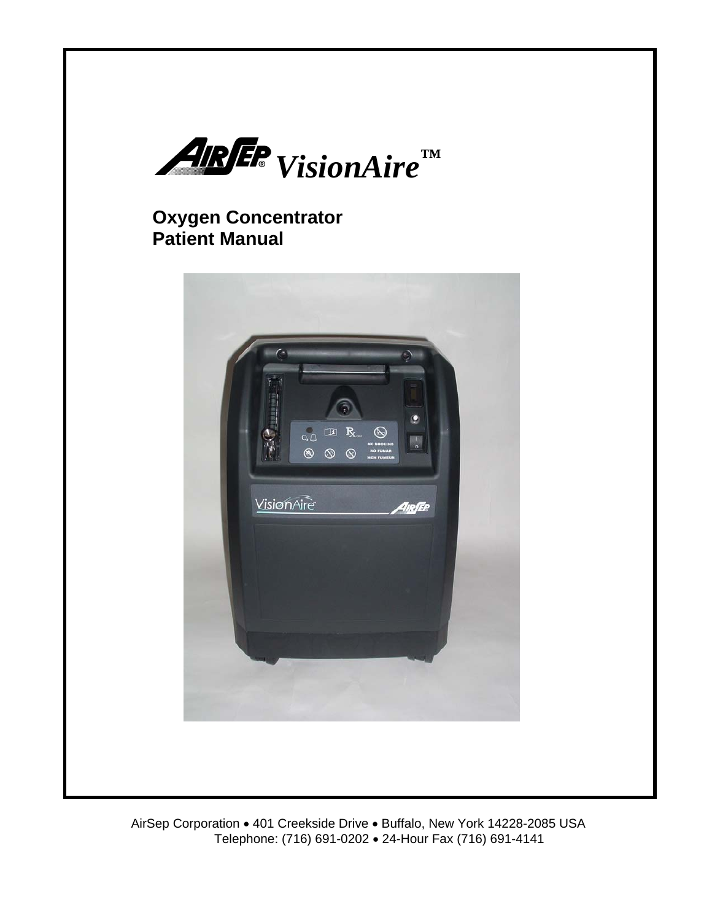# AirSep® VisionAire™

## Oxygen Concentrator
## Patient Manual

AirSep Corporation • 401 Creekside Drive • Buffalo, New York 14228-2085 USA
Telephone: (716) 691-0202 • 24-Hour Fax (716) 691-4141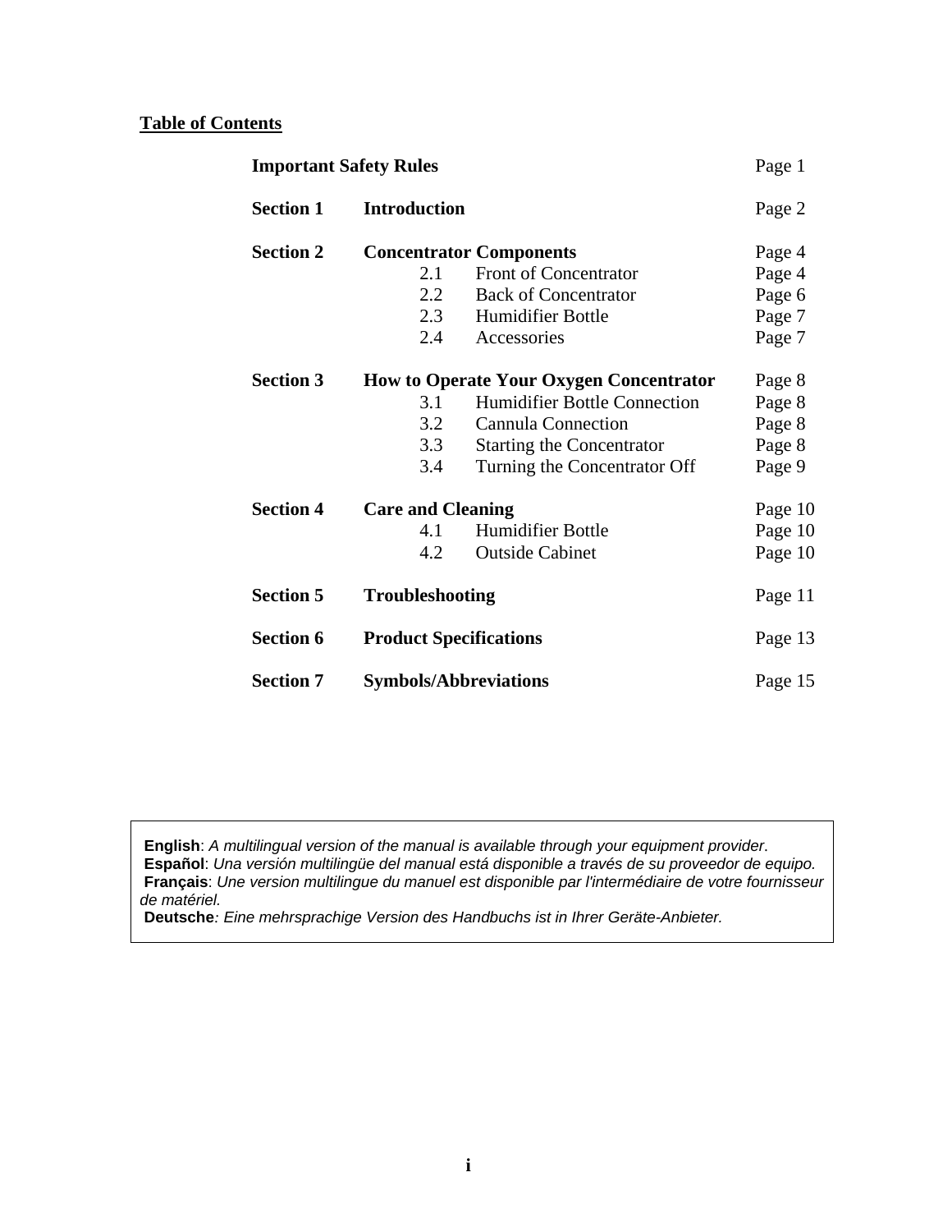**Table of Contents**

| | | | |
|---|---|---|---|
| **Important Safety Rules** | | | Page 1 |
| **Section 1** | **Introduction** | | Page 2 |
| **Section 2** | **Concentrator Components** | | Page 4 |
| | 2.1 | Front of Concentrator | Page 4 |
| | 2.2 | Back of Concentrator | Page 6 |
| | 2.3 | Humidifier Bottle | Page 7 |
| | 2.4 | Accessories | Page 7 |
| **Section 3** | **How to Operate Your Oxygen Concentrator** | | Page 8 |
| | 3.1 | Humidifier Bottle Connection | Page 8 |
| | 3.2 | Cannula Connection | Page 8 |
| | 3.3 | Starting the Concentrator | Page 8 |
| | 3.4 | Turning the Concentrator Off | Page 9 |
| **Section 4** | **Care and Cleaning** | | Page 10 |
| | 4.1 | Humidifier Bottle | Page 10 |
| | 4.2 | Outside Cabinet | Page 10 |
| **Section 5** | **Troubleshooting** | | Page 11 |
| **Section 6** | **Product Specifications** | | Page 13 |
| **Section 7** | **Symbols/Abbreviations** | | Page 15 |

**English**: *A multilingual version of the manual is available through your equipment provider.*
**Español**: *Una versión multilingüe del manual está disponible a través de su proveedor de equipo.*
**Français**: *Une version multilingue du manuel est disponible par l'intermédiaire de votre fournisseur de matériel.*
**Deutsche**: *Eine mehrsprachige Version des Handbuchs ist in Ihrer Geräte-Anbieter.*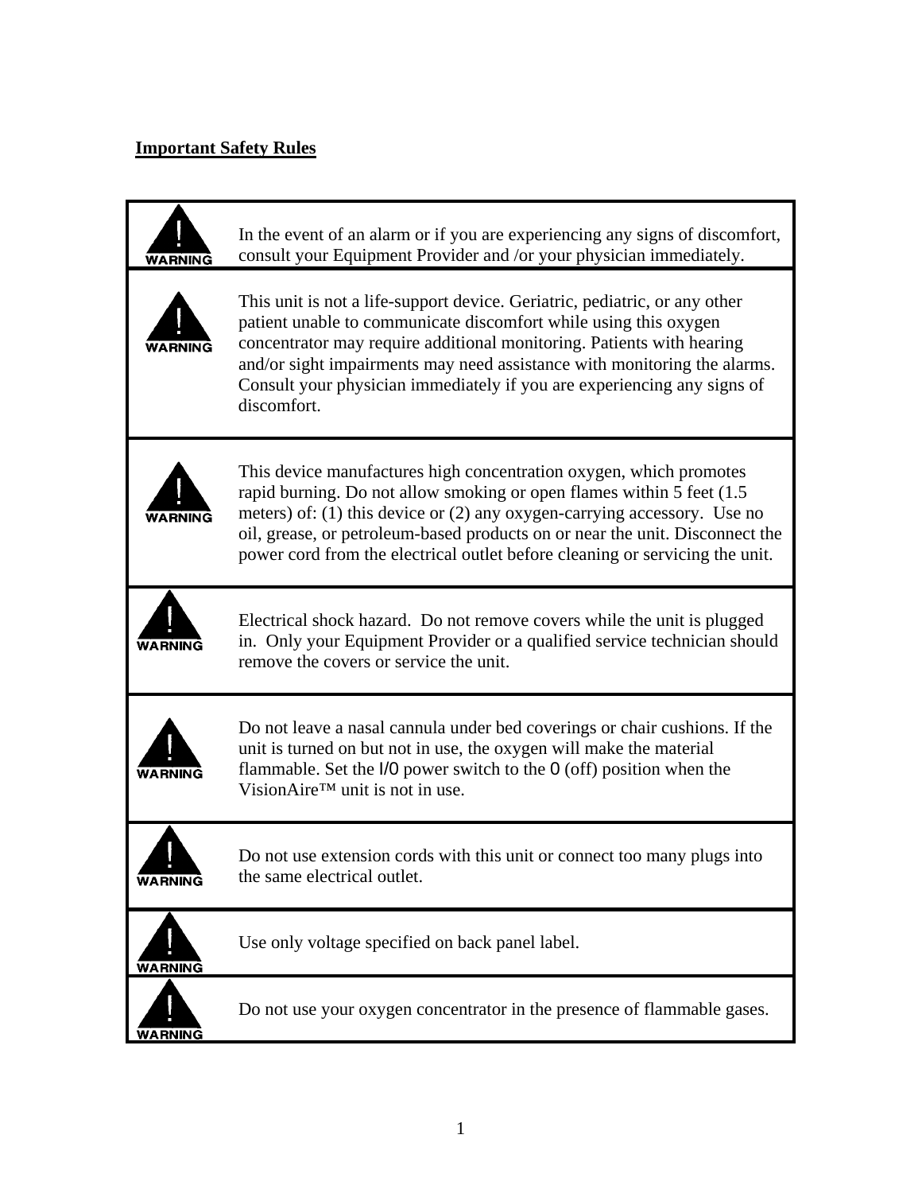**Important Safety Rules**

| | |
|---|---|
| WARNING | In the event of an alarm or if you are experiencing any signs of discomfort, consult your Equipment Provider and /or your physician immediately. |
| WARNING | This unit is not a life-support device. Geriatric, pediatric, or any other patient unable to communicate discomfort while using this oxygen concentrator may require additional monitoring. Patients with hearing and/or sight impairments may need assistance with monitoring the alarms. Consult your physician immediately if you are experiencing any signs of discomfort. |
| WARNING | This device manufactures high concentration oxygen, which promotes rapid burning. Do not allow smoking or open flames within 5 feet (1.5 meters) of: (1) this device or (2) any oxygen-carrying accessory. Use no oil, grease, or petroleum-based products on or near the unit. Disconnect the power cord from the electrical outlet before cleaning or servicing the unit. |
| WARNING | Electrical shock hazard. Do not remove covers while the unit is plugged in. Only your Equipment Provider or a qualified service technician should remove the covers or service the unit. |
| WARNING | Do not leave a nasal cannula under bed coverings or chair cushions. If the unit is turned on but not in use, the oxygen will make the material flammable. Set the I/O power switch to the O (off) position when the VisionAire™ unit is not in use. |
| WARNING | Do not use extension cords with this unit or connect too many plugs into the same electrical outlet. |
| WARNING | Use only voltage specified on back panel label. |
| WARNING | Do not use your oxygen concentrator in the presence of flammable gases. |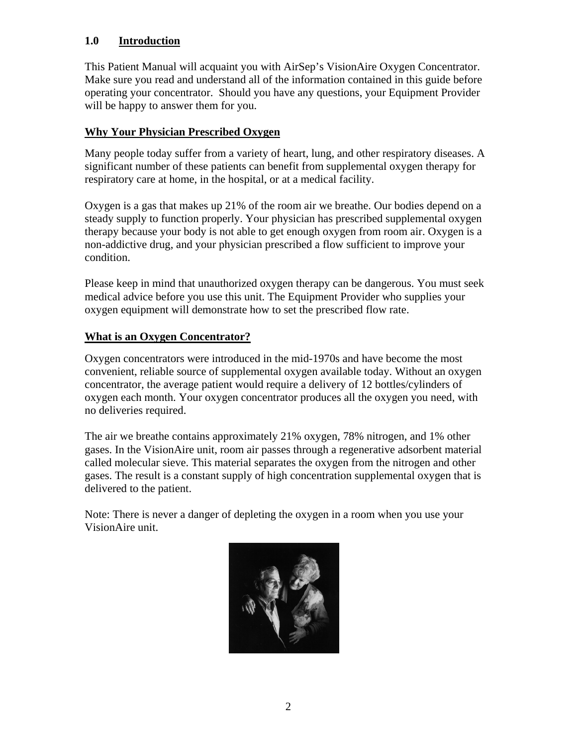## 1.0 Introduction

This Patient Manual will acquaint you with AirSep's VisionAire Oxygen Concentrator. Make sure you read and understand all of the information contained in this guide before operating your concentrator. Should you have any questions, your Equipment Provider will be happy to answer them for you.

### Why Your Physician Prescribed Oxygen

Many people today suffer from a variety of heart, lung, and other respiratory diseases. A significant number of these patients can benefit from supplemental oxygen therapy for respiratory care at home, in the hospital, or at a medical facility.

Oxygen is a gas that makes up 21% of the room air we breathe. Our bodies depend on a steady supply to function properly. Your physician has prescribed supplemental oxygen therapy because your body is not able to get enough oxygen from room air. Oxygen is a non-addictive drug, and your physician prescribed a flow sufficient to improve your condition.

Please keep in mind that unauthorized oxygen therapy can be dangerous. You must seek medical advice before you use this unit. The Equipment Provider who supplies your oxygen equipment will demonstrate how to set the prescribed flow rate.

### What is an Oxygen Concentrator?

Oxygen concentrators were introduced in the mid-1970s and have become the most convenient, reliable source of supplemental oxygen available today. Without an oxygen concentrator, the average patient would require a delivery of 12 bottles/cylinders of oxygen each month. Your oxygen concentrator produces all the oxygen you need, with no deliveries required.

The air we breathe contains approximately 21% oxygen, 78% nitrogen, and 1% other gases. In the VisionAire unit, room air passes through a regenerative adsorbent material called molecular sieve. This material separates the oxygen from the nitrogen and other gases. The result is a constant supply of high concentration supplemental oxygen that is delivered to the patient.

Note: There is never a danger of depleting the oxygen in a room when you use your VisionAire unit.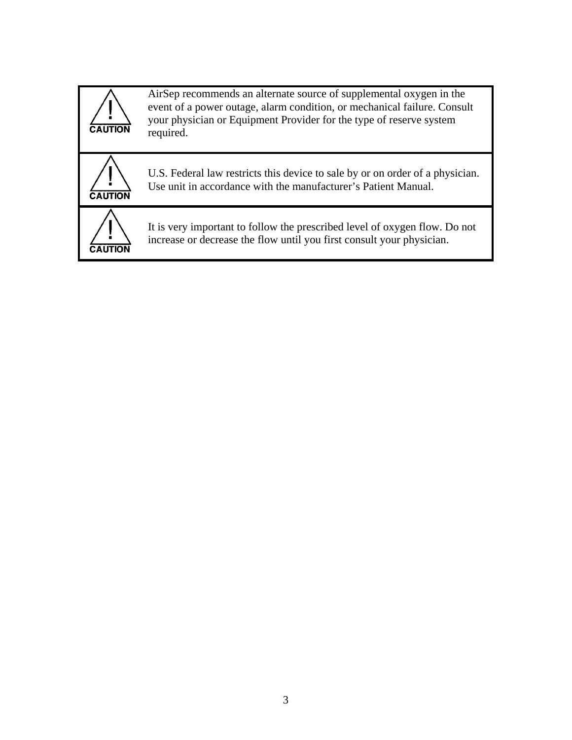| | |
|---|---|
| ⚠ CAUTION | AirSep recommends an alternate source of supplemental oxygen in the event of a power outage, alarm condition, or mechanical failure. Consult your physician or Equipment Provider for the type of reserve system required. |
| ⚠ CAUTION | U.S. Federal law restricts this device to sale by or on order of a physician. Use unit in accordance with the manufacturer's Patient Manual. |
| ⚠ CAUTION | It is very important to follow the prescribed level of oxygen flow. Do not increase or decrease the flow until you first consult your physician. |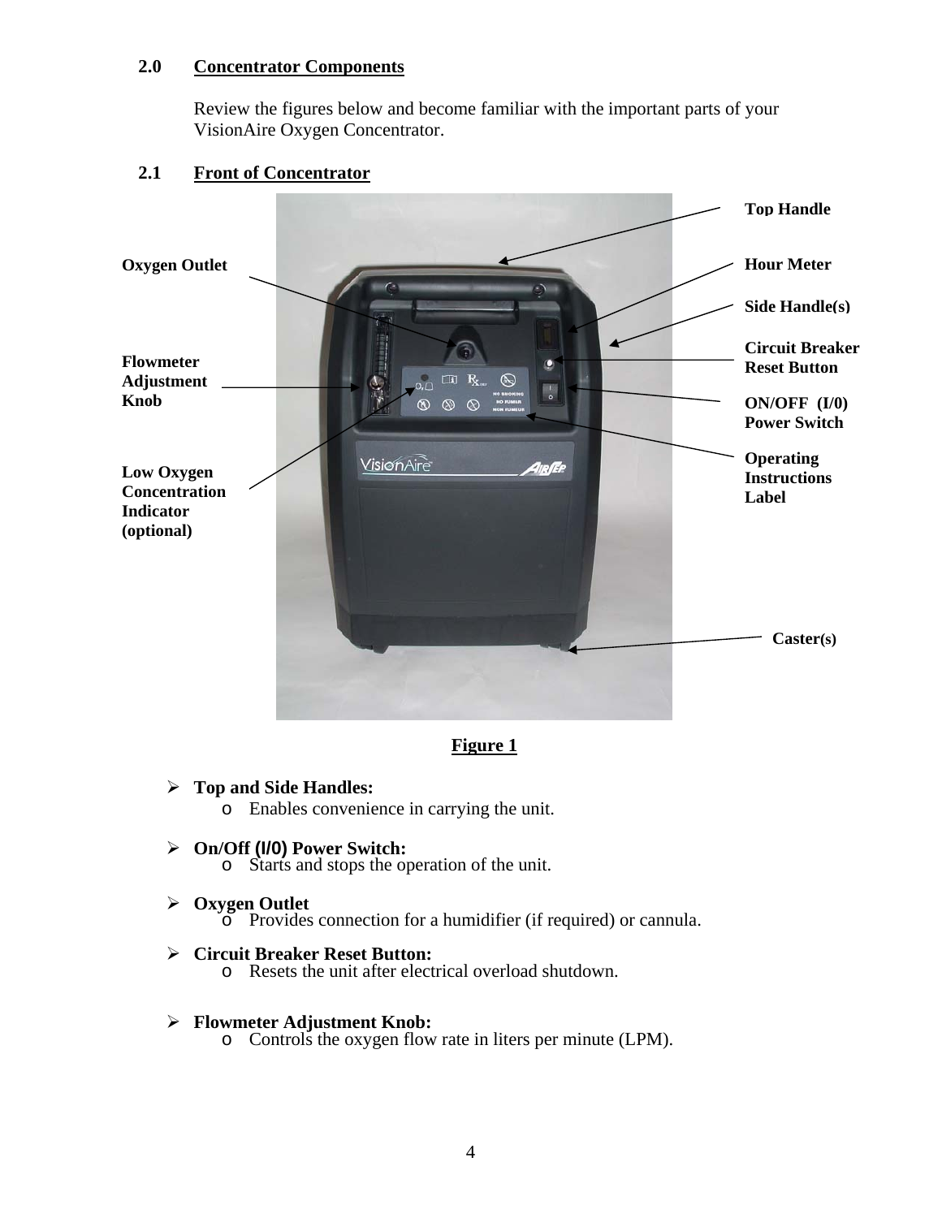## 2.0 Concentrator Components

Review the figures below and become familiar with the important parts of your VisionAire Oxygen Concentrator.

### 2.1 Front of Concentrator

Top Handle

Oxygen Outlet

Hour Meter

Side Handle(s)

Flowmeter Adjustment Knob

Circuit Breaker Reset Button

ON/OFF (I/0) Power Switch

Low Oxygen Concentration Indicator (optional)

Operating Instructions Label

Caster(s)

Figure 1

- **Top and Side Handles:**
  - Enables convenience in carrying the unit.
- **On/Off (I/0) Power Switch:**
  - Starts and stops the operation of the unit.
- **Oxygen Outlet**
  - Provides connection for a humidifier (if required) or cannula.
- **Circuit Breaker Reset Button:**
  - Resets the unit after electrical overload shutdown.
- **Flowmeter Adjustment Knob:**
  - Controls the oxygen flow rate in liters per minute (LPM).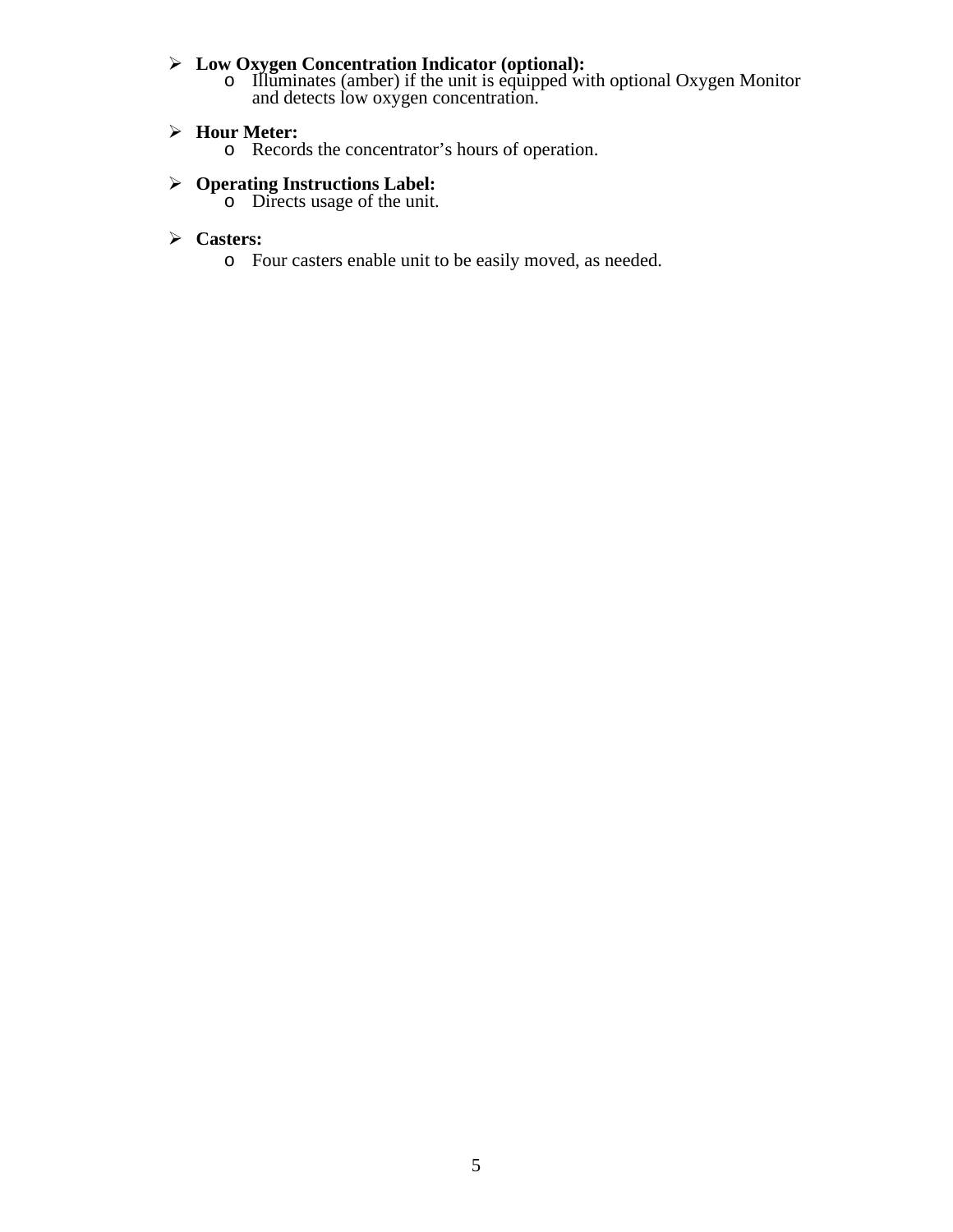- **Low Oxygen Concentration Indicator (optional):**
  - Illuminates (amber) if the unit is equipped with optional Oxygen Monitor and detects low oxygen concentration.

- **Hour Meter:**
  - Records the concentrator’s hours of operation.

- **Operating Instructions Label:**
  - Directs usage of the unit.

- **Casters:**
  - Four casters enable unit to be easily moved, as needed.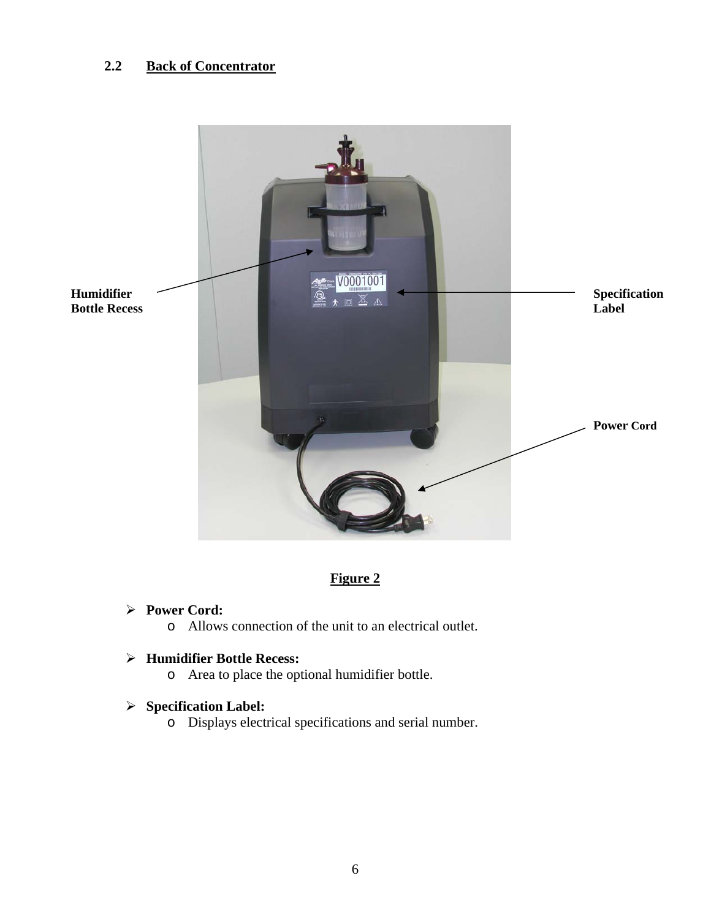## 2.2 Back of Concentrator

Humidifier Bottle Recess

Specification Label

Power Cord

**Figure 2**

- **Power Cord:**
  - Allows connection of the unit to an electrical outlet.

- **Humidifier Bottle Recess:**
  - Area to place the optional humidifier bottle.

- **Specification Label:**
  - Displays electrical specifications and serial number.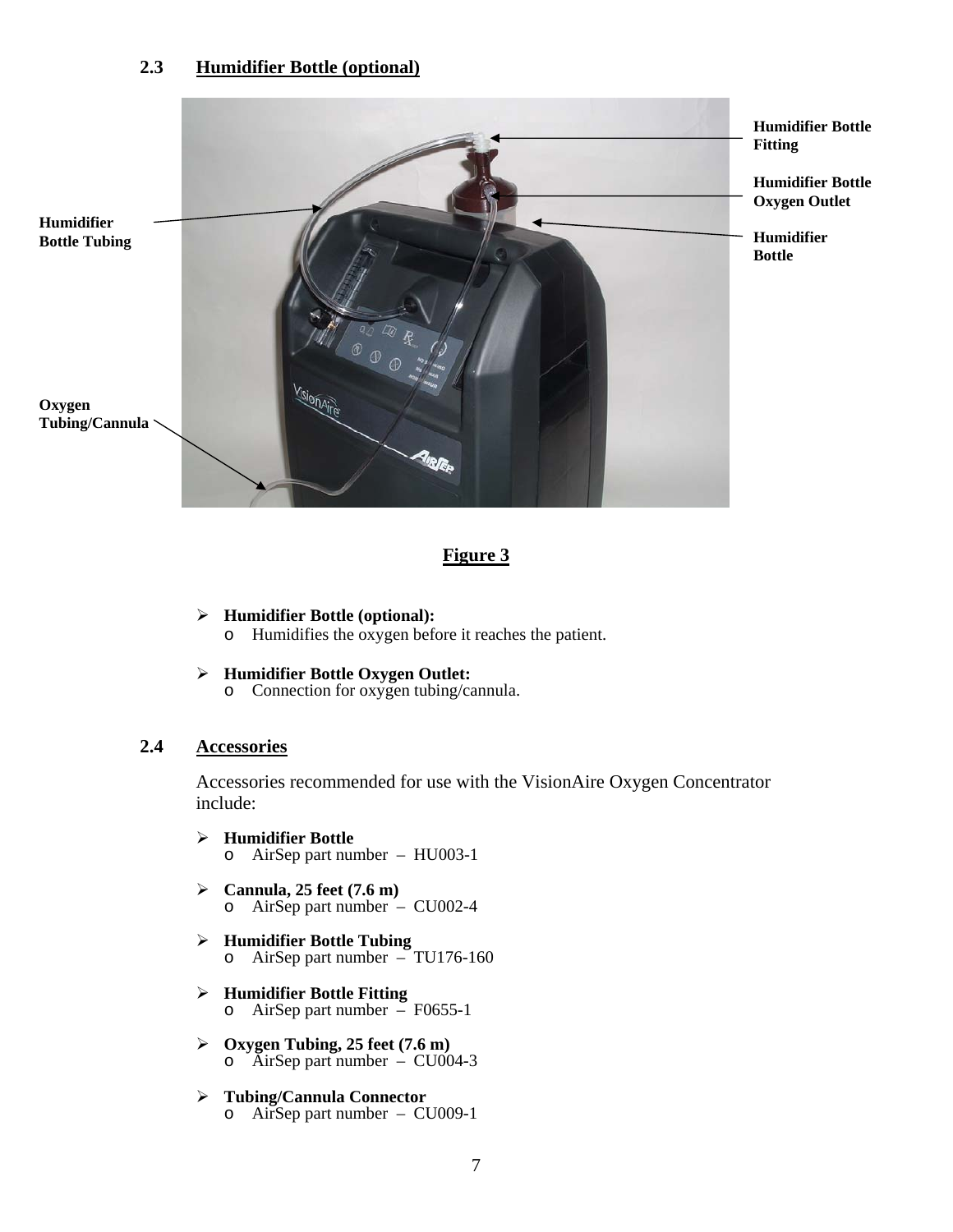## 2.3 Humidifier Bottle (optional)

Humidifier Bottle Fitting

Humidifier Bottle Oxygen Outlet

Humidifier Bottle

Humidifier Bottle Tubing

Oxygen Tubing/Cannula

**Figure 3**

- **Humidifier Bottle (optional):**
  - Humidifies the oxygen before it reaches the patient.

- **Humidifier Bottle Oxygen Outlet:**
  - Connection for oxygen tubing/cannula.

## 2.4 Accessories

Accessories recommended for use with the VisionAire Oxygen Concentrator include:

- **Humidifier Bottle**
  - AirSep part number – HU003-1

- **Cannula, 25 feet (7.6 m)**
  - AirSep part number – CU002-4

- **Humidifier Bottle Tubing**
  - AirSep part number – TU176-160

- **Humidifier Bottle Fitting**
  - AirSep part number – F0655-1

- **Oxygen Tubing, 25 feet (7.6 m)**
  - AirSep part number – CU004-3

- **Tubing/Cannula Connector**
  - AirSep part number – CU009-1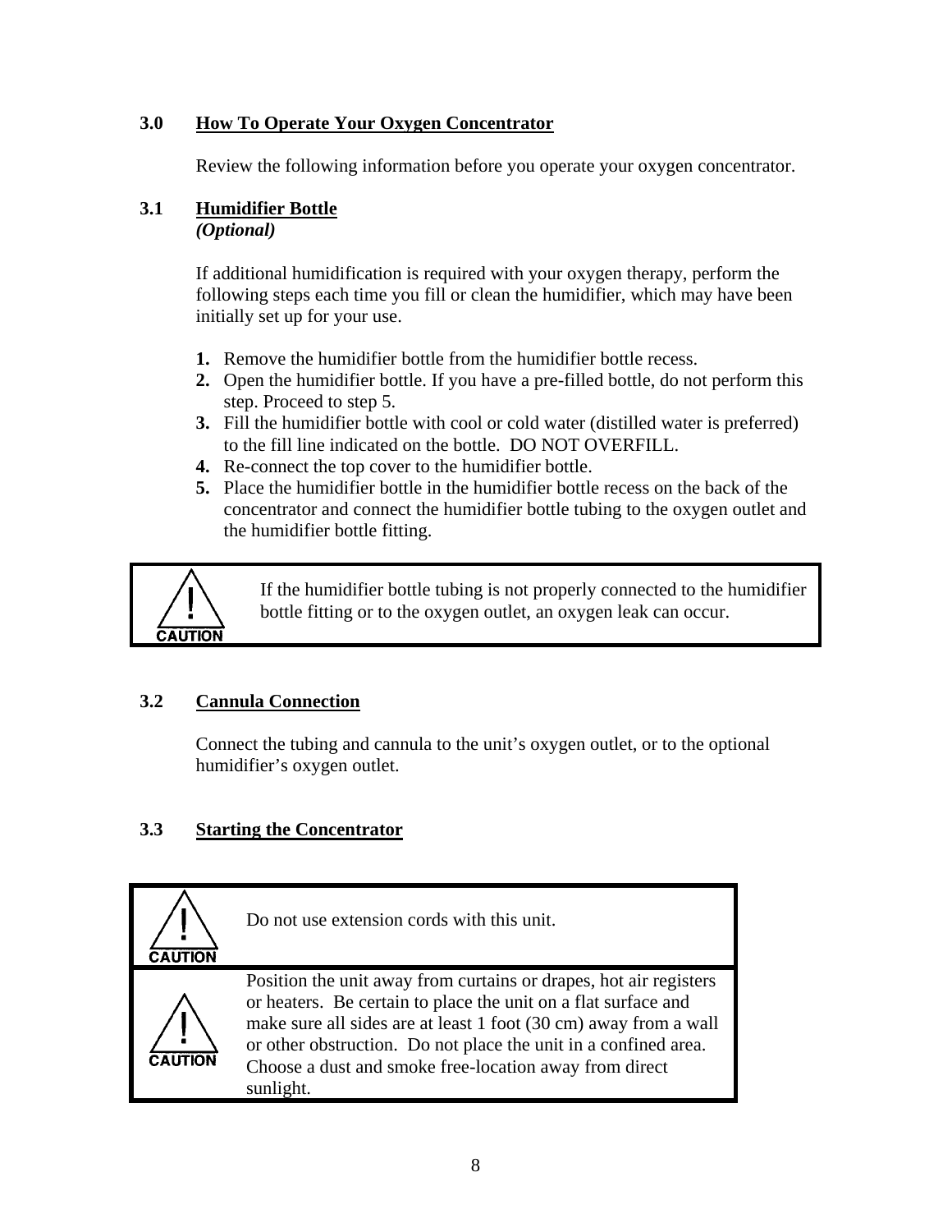## 3.0 How To Operate Your Oxygen Concentrator

Review the following information before you operate your oxygen concentrator.

### 3.1 Humidifier Bottle
***(Optional)***

If additional humidification is required with your oxygen therapy, perform the following steps each time you fill or clean the humidifier, which may have been initially set up for your use.

1. Remove the humidifier bottle from the humidifier bottle recess.
2. Open the humidifier bottle. If you have a pre-filled bottle, do not perform this step. Proceed to step 5.
3. Fill the humidifier bottle with cool or cold water (distilled water is preferred) to the fill line indicated on the bottle. DO NOT OVERFILL.
4. Re-connect the top cover to the humidifier bottle.
5. Place the humidifier bottle in the humidifier bottle recess on the back of the concentrator and connect the humidifier bottle tubing to the oxygen outlet and the humidifier bottle fitting.

| CAUTION | If the humidifier bottle tubing is not properly connected to the humidifier bottle fitting or to the oxygen outlet, an oxygen leak can occur. |
| --- | --- |

### 3.2 Cannula Connection

Connect the tubing and cannula to the unit's oxygen outlet, or to the optional humidifier's oxygen outlet.

### 3.3 Starting the Concentrator

| CAUTION | Do not use extension cords with this unit. |
| --- | --- |
| CAUTION | Position the unit away from curtains or drapes, hot air registers or heaters. Be certain to place the unit on a flat surface and make sure all sides are at least 1 foot (30 cm) away from a wall or other obstruction. Do not place the unit in a confined area. Choose a dust and smoke free-location away from direct sunlight. |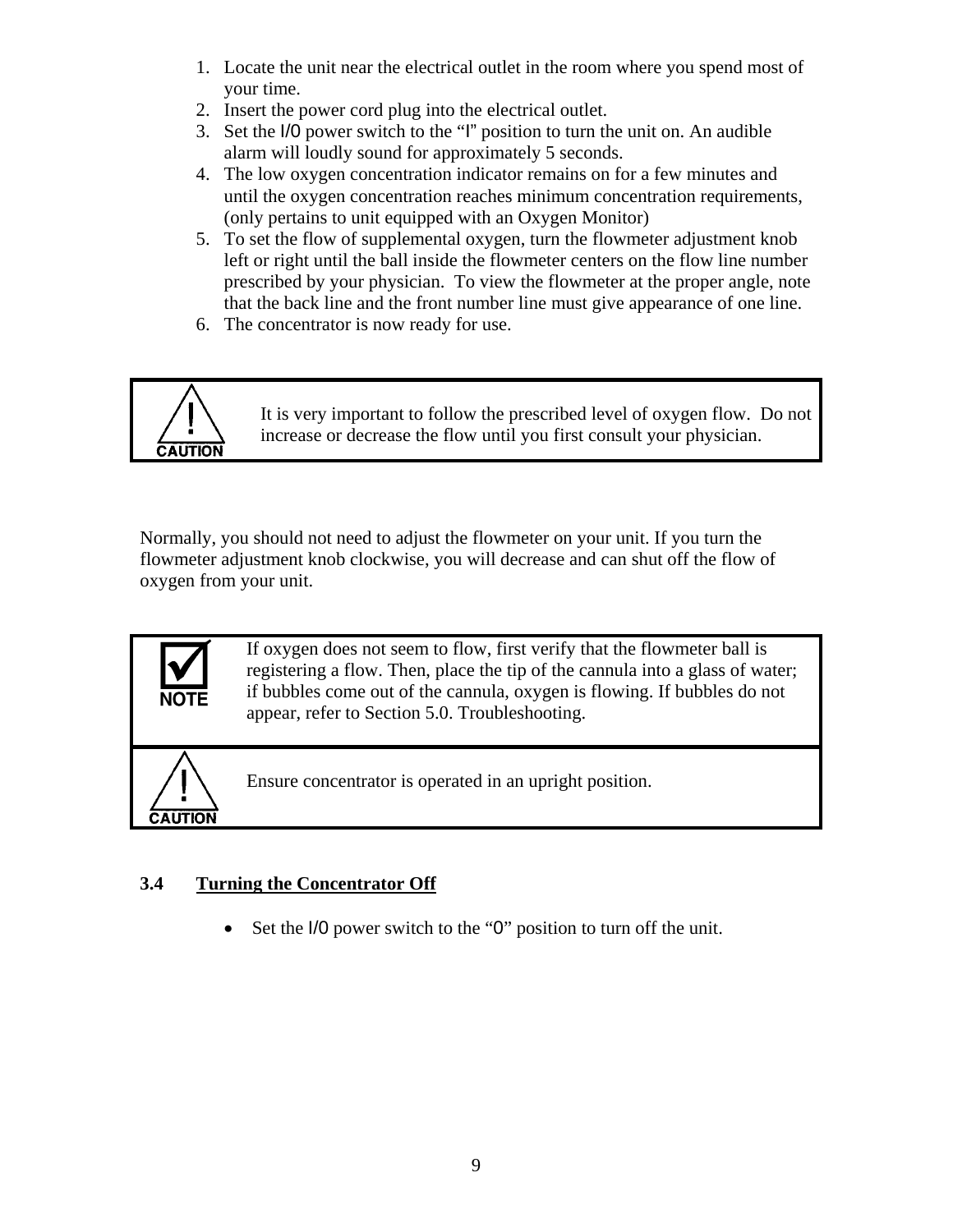1. Locate the unit near the electrical outlet in the room where you spend most of your time.
2. Insert the power cord plug into the electrical outlet.
3. Set the I/O power switch to the "I" position to turn the unit on. An audible alarm will loudly sound for approximately 5 seconds.
4. The low oxygen concentration indicator remains on for a few minutes and until the oxygen concentration reaches minimum concentration requirements, (only pertains to unit equipped with an Oxygen Monitor)
5. To set the flow of supplemental oxygen, turn the flowmeter adjustment knob left or right until the ball inside the flowmeter centers on the flow line number prescribed by your physician. To view the flowmeter at the proper angle, note that the back line and the front number line must give appearance of one line.
6. The concentrator is now ready for use.

| | |
|---|---|
| CAUTION | It is very important to follow the prescribed level of oxygen flow. Do not increase or decrease the flow until you first consult your physician. |

Normally, you should not need to adjust the flowmeter on your unit. If you turn the flowmeter adjustment knob clockwise, you will decrease and can shut off the flow of oxygen from your unit.

| | |
|---|---|
| NOTE | If oxygen does not seem to flow, first verify that the flowmeter ball is registering a flow. Then, place the tip of the cannula into a glass of water; if bubbles come out of the cannula, oxygen is flowing. If bubbles do not appear, refer to Section 5.0. Troubleshooting. |
| CAUTION | Ensure concentrator is operated in an upright position. |

### 3.4 Turning the Concentrator Off

- Set the I/O power switch to the "O" position to turn off the unit.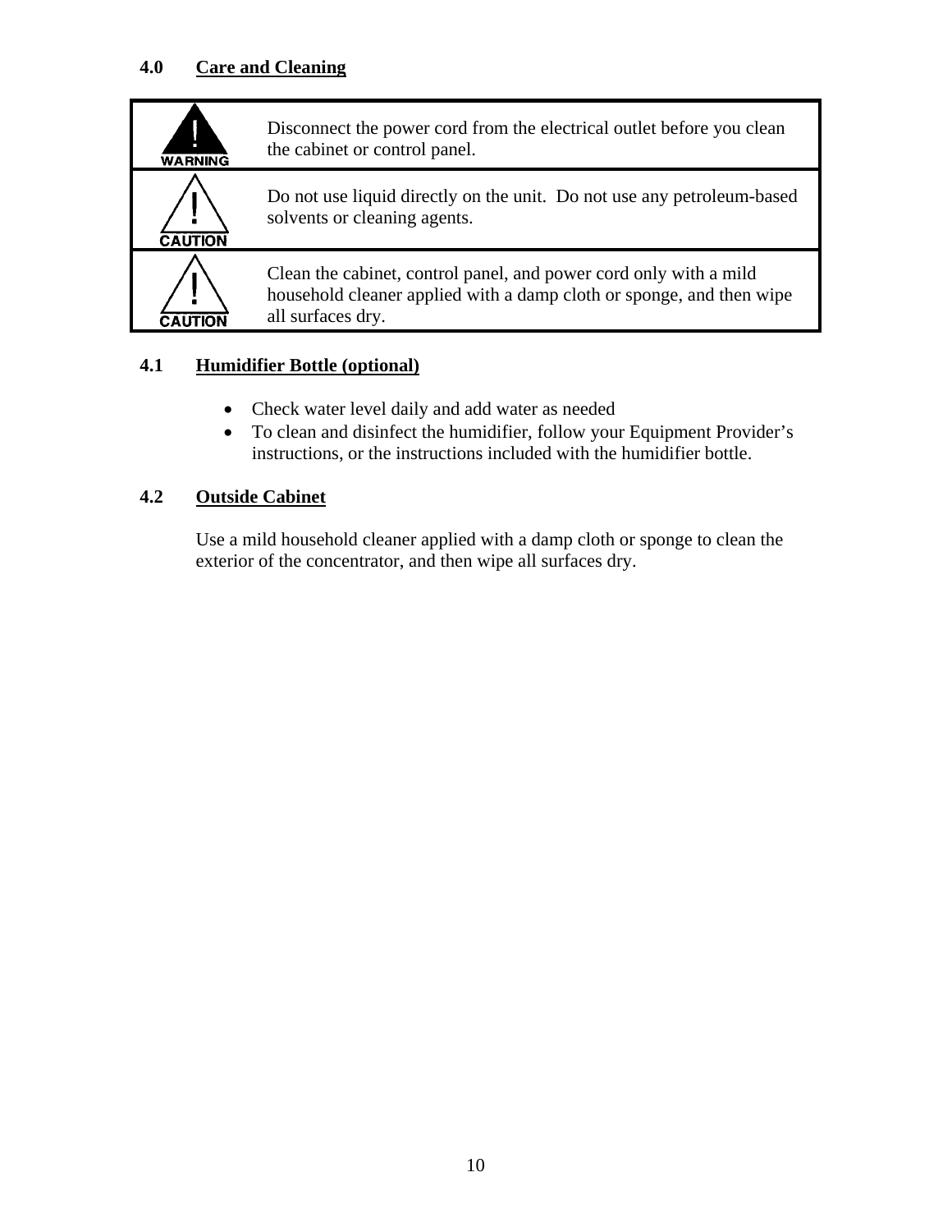## 4.0 Care and Cleaning

| | |
|---|---|
| WARNING | Disconnect the power cord from the electrical outlet before you clean the cabinet or control panel. |
| CAUTION | Do not use liquid directly on the unit. Do not use any petroleum-based solvents or cleaning agents. |
| CAUTION | Clean the cabinet, control panel, and power cord only with a mild household cleaner applied with a damp cloth or sponge, and then wipe all surfaces dry. |

### 4.1 Humidifier Bottle (optional)

- Check water level daily and add water as needed
- To clean and disinfect the humidifier, follow your Equipment Provider's instructions, or the instructions included with the humidifier bottle.

### 4.2 Outside Cabinet

Use a mild household cleaner applied with a damp cloth or sponge to clean the exterior of the concentrator, and then wipe all surfaces dry.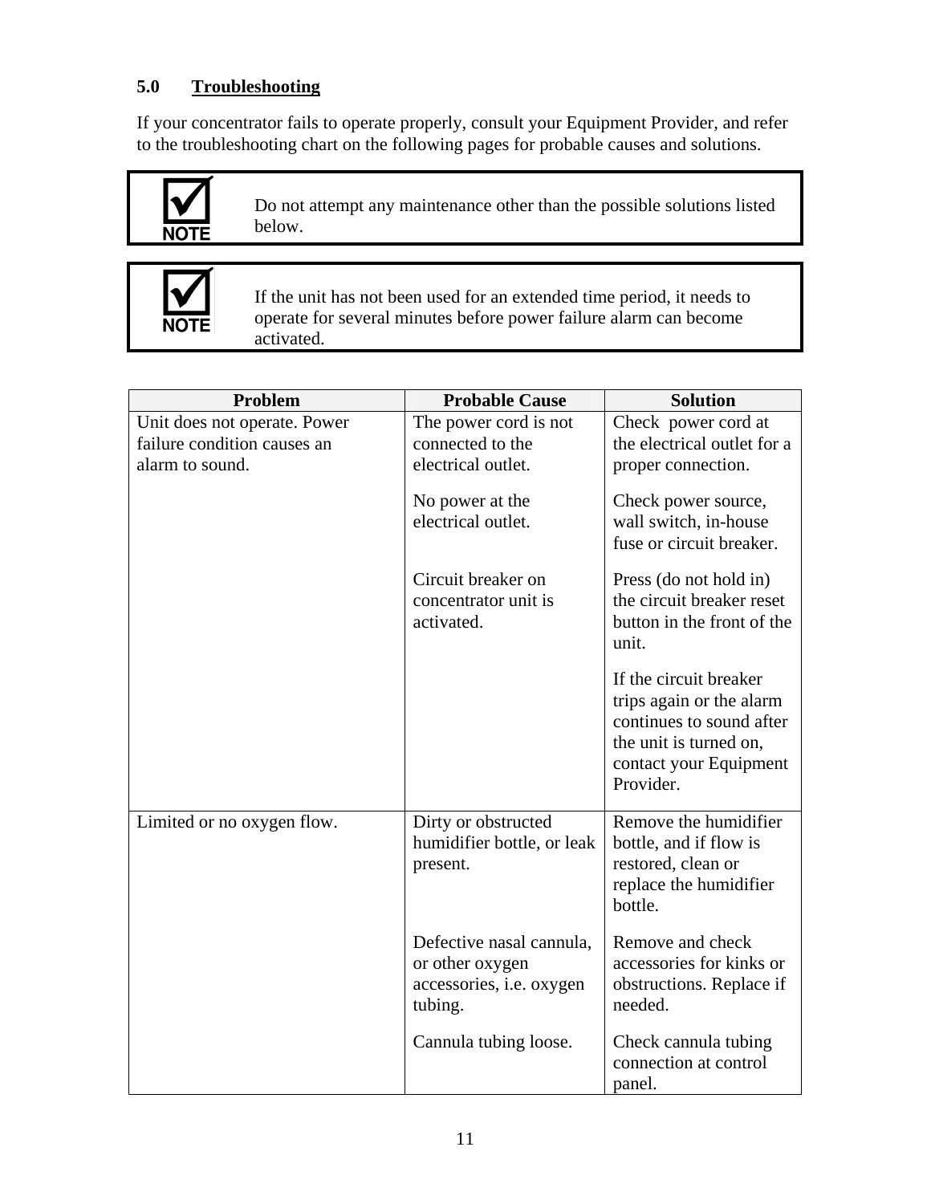## 5.0 Troubleshooting

If your concentrator fails to operate properly, consult your Equipment Provider, and refer to the troubleshooting chart on the following pages for probable causes and solutions.

> **NOTE:** Do not attempt any maintenance other than the possible solutions listed below.

> **NOTE:** If the unit has not been used for an extended time period, it needs to operate for several minutes before power failure alarm can become activated.

| Problem | Probable Cause | Solution |
|---|---|---|
| Unit does not operate. Power failure condition causes an alarm to sound. | The power cord is not connected to the electrical outlet. | Check power cord at the electrical outlet for a proper connection. |
| | No power at the electrical outlet. | Check power source, wall switch, in-house fuse or circuit breaker. |
| | Circuit breaker on concentrator unit is activated. | Press (do not hold in) the circuit breaker reset button in the front of the unit. |
| | | If the circuit breaker trips again or the alarm continues to sound after the unit is turned on, contact your Equipment Provider. |
| Limited or no oxygen flow. | Dirty or obstructed humidifier bottle, or leak present. | Remove the humidifier bottle, and if flow is restored, clean or replace the humidifier bottle. |
| | Defective nasal cannula, or other oxygen accessories, i.e. oxygen tubing. | Remove and check accessories for kinks or obstructions. Replace if needed. |
| | Cannula tubing loose. | Check cannula tubing connection at control panel. |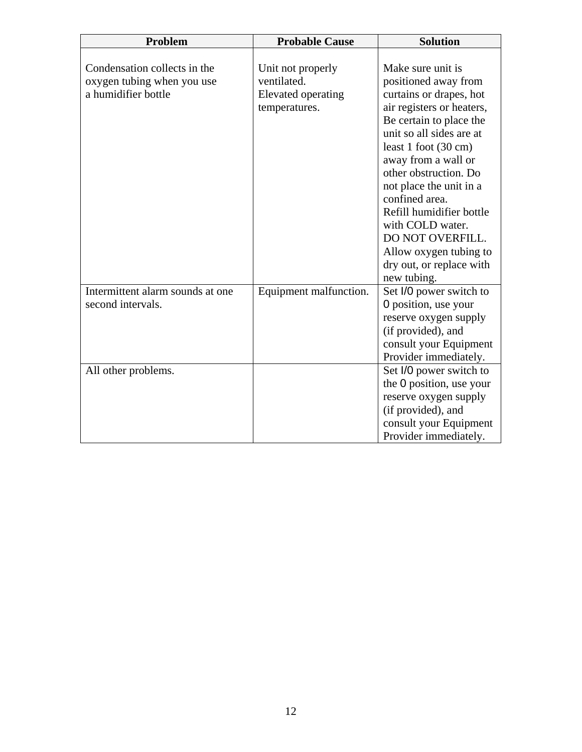| Problem | Probable Cause | Solution |
| --- | --- | --- |
| Condensation collects in the oxygen tubing when you use a humidifier bottle | Unit not properly ventilated.<br>Elevated operating temperatures. | Make sure unit is positioned away from curtains or drapes, hot air registers or heaters, Be certain to place the unit so all sides are at least 1 foot (30 cm) away from a wall or other obstruction. Do not place the unit in a confined area.<br>Refill humidifier bottle with COLD water.<br>DO NOT OVERFILL.<br>Allow oxygen tubing to dry out, or replace with new tubing. |
| Intermittent alarm sounds at one second intervals. | Equipment malfunction. | Set I/O power switch to O position, use your reserve oxygen supply (if provided), and consult your Equipment Provider immediately. |
| All other problems. | | Set I/O power switch to the O position, use your reserve oxygen supply (if provided), and consult your Equipment Provider immediately. |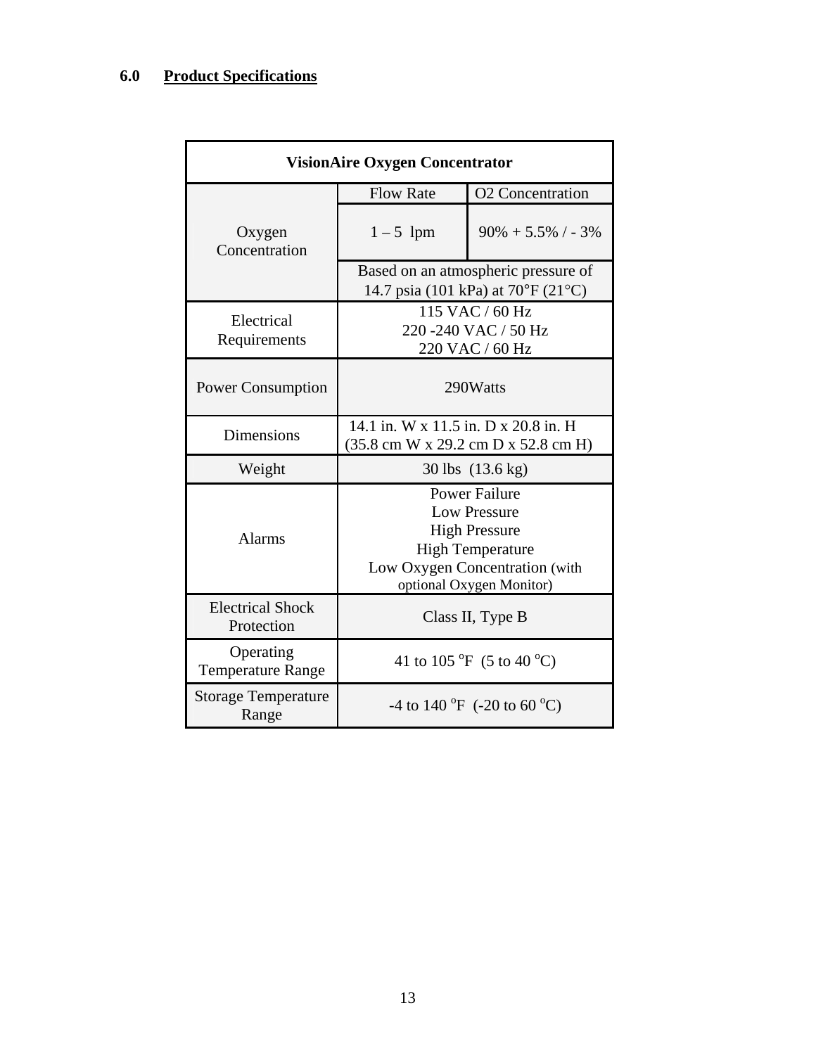## 6.0 Product Specifications

| VisionAire Oxygen Concentrator | | |
|---|---|---|
| Oxygen Concentration | Flow Rate | O2 Concentration |
| | 1 – 5 lpm | 90% + 5.5% / - 3% |
| | Based on an atmospheric pressure of 14.7 psia (101 kPa) at 70°F (21°C) | |
| Electrical Requirements | 115 VAC / 60 Hz<br>220 -240 VAC / 50 Hz<br>220 VAC / 60 Hz | |
| Power Consumption | 290Watts | |
| Dimensions | 14.1 in. W x 11.5 in. D x 20.8 in. H<br>(35.8 cm W x 29.2 cm D x 52.8 cm H) | |
| Weight | 30 lbs (13.6 kg) | |
| Alarms | Power Failure<br>Low Pressure<br>High Pressure<br>High Temperature<br>Low Oxygen Concentration (with optional Oxygen Monitor) | |
| Electrical Shock Protection | Class II, Type B | |
| Operating Temperature Range | 41 to 105 °F (5 to 40 °C) | |
| Storage Temperature Range | -4 to 140 °F (-20 to 60 °C) | |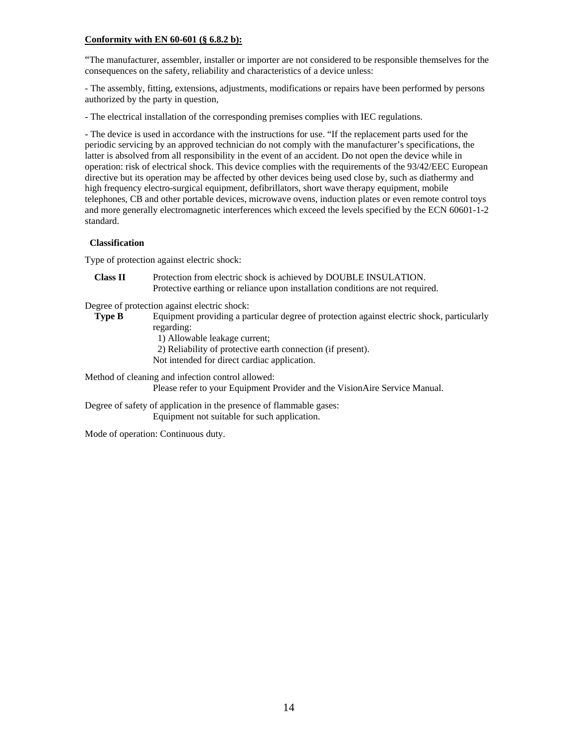**Conformity with EN 60-601 (§ 6.8.2 b):**

"The manufacturer, assembler, installer or importer are not considered to be responsible themselves for the consequences on the safety, reliability and characteristics of a device unless:

- The assembly, fitting, extensions, adjustments, modifications or repairs have been performed by persons authorized by the party in question,

- The electrical installation of the corresponding premises complies with IEC regulations.

- The device is used in accordance with the instructions for use. "If the replacement parts used for the periodic servicing by an approved technician do not comply with the manufacturer's specifications, the latter is absolved from all responsibility in the event of an accident. Do not open the device while in operation: risk of electrical shock. This device complies with the requirements of the 93/42/EEC European directive but its operation may be affected by other devices being used close by, such as diathermy and high frequency electro-surgical equipment, defibrillators, short wave therapy equipment, mobile telephones, CB and other portable devices, microwave ovens, induction plates or even remote control toys and more generally electromagnetic interferences which exceed the levels specified by the ECN 60601-1-2 standard.

**Classification**

Type of protection against electric shock:

**Class II** Protection from electric shock is achieved by DOUBLE INSULATION.
Protective earthing or reliance upon installation conditions are not required.

Degree of protection against electric shock:

**Type B** Equipment providing a particular degree of protection against electric shock, particularly regarding:
1) Allowable leakage current;
2) Reliability of protective earth connection (if present).
Not intended for direct cardiac application.

Method of cleaning and infection control allowed:
Please refer to your Equipment Provider and the VisionAire Service Manual.

Degree of safety of application in the presence of flammable gases:
Equipment not suitable for such application.

Mode of operation: Continuous duty.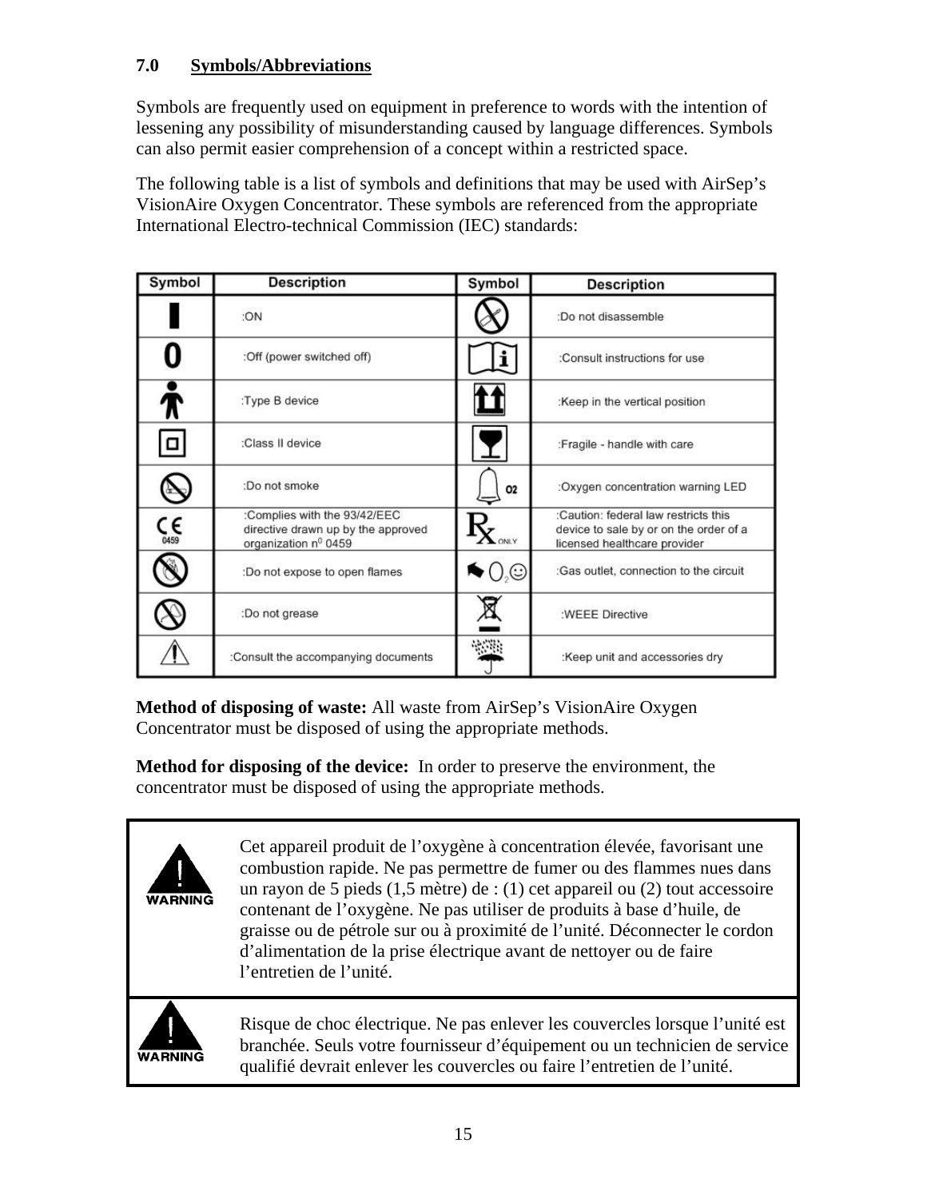## 7.0 Symbols/Abbreviations

Symbols are frequently used on equipment in preference to words with the intention of lessening any possibility of misunderstanding caused by language differences. Symbols can also permit easier comprehension of a concept within a restricted space.

The following table is a list of symbols and definitions that may be used with AirSep's VisionAire Oxygen Concentrator. These symbols are referenced from the appropriate International Electro-technical Commission (IEC) standards:

| Symbol | Description | Symbol | Description |
|---|---|---|---|
| I | :ON | | :Do not disassemble |
| 0 | :Off (power switched off) | | :Consult instructions for use |
| | :Type B device | | :Keep in the vertical position |
| | :Class II device | | :Fragile - handle with care |
| | :Do not smoke | O2 | :Oxygen concentration warning LED |
| CE 0459 | :Complies with the 93/42/EEC directive drawn up by the approved organization n⁰ 0459 | Rx ONLY | :Caution: federal law restricts this device to sale by or on the order of a licensed healthcare provider |
| | :Do not expose to open flames | | :Gas outlet, connection to the circuit |
| | :Do not grease | | :WEEE Directive |
| | :Consult the accompanying documents | | :Keep unit and accessories dry |

**Method of disposing of waste:** All waste from AirSep's VisionAire Oxygen Concentrator must be disposed of using the appropriate methods.

**Method for disposing of the device:** In order to preserve the environment, the concentrator must be disposed of using the appropriate methods.

| | |
|---|---|
| **WARNING** | Cet appareil produit de l'oxygène à concentration élevée, favorisant une combustion rapide. Ne pas permettre de fumer ou des flammes nues dans un rayon de 5 pieds (1,5 mètre) de : (1) cet appareil ou (2) tout accessoire contenant de l'oxygène. Ne pas utiliser de produits à base d'huile, de graisse ou de pétrole sur ou à proximité de l'unité. Déconnecter le cordon d'alimentation de la prise électrique avant de nettoyer ou de faire l'entretien de l'unité. |
| **WARNING** | Risque de choc électrique. Ne pas enlever les couvercles lorsque l'unité est branchée. Seuls votre fournisseur d'équipement ou un technicien de service qualifié devrait enlever les couvercles ou faire l'entretien de l'unité. |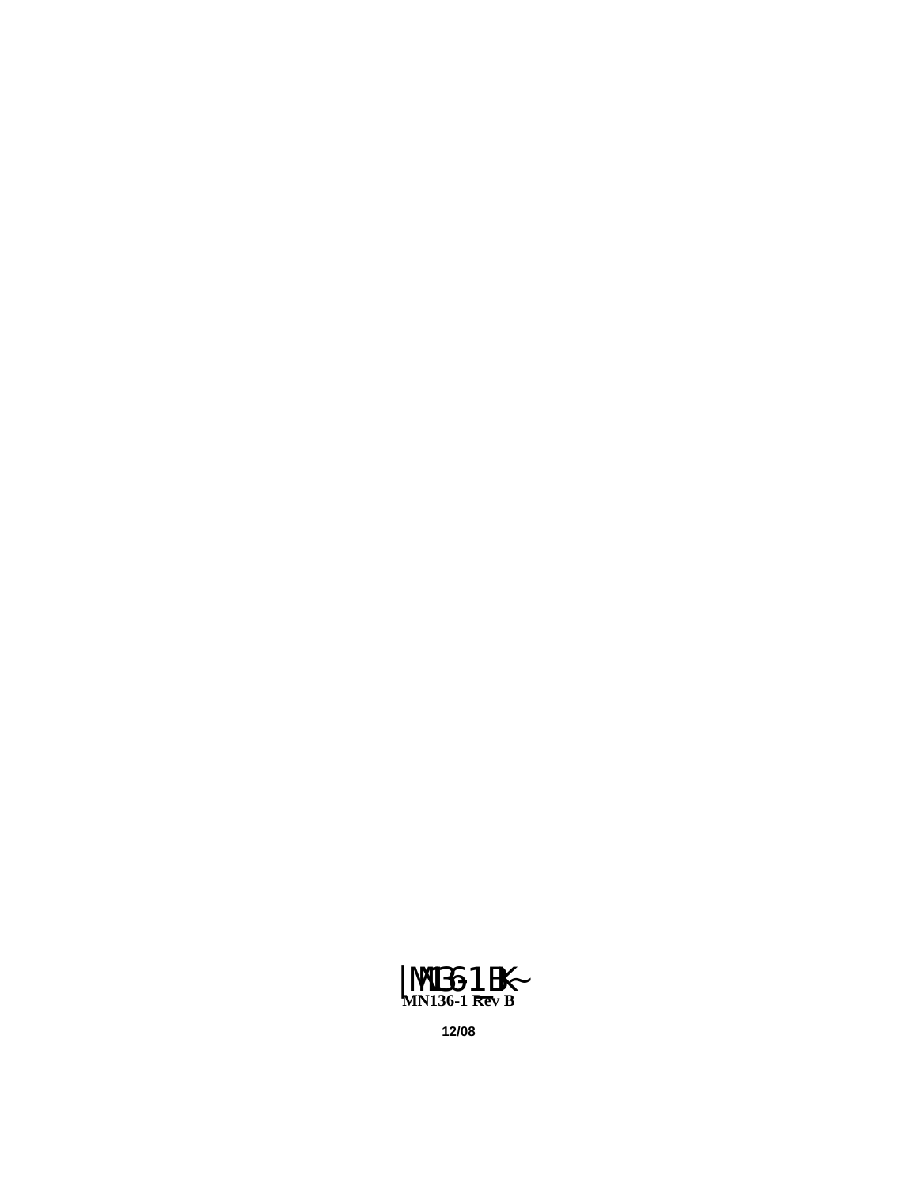MN136-1 Rev B

12/08